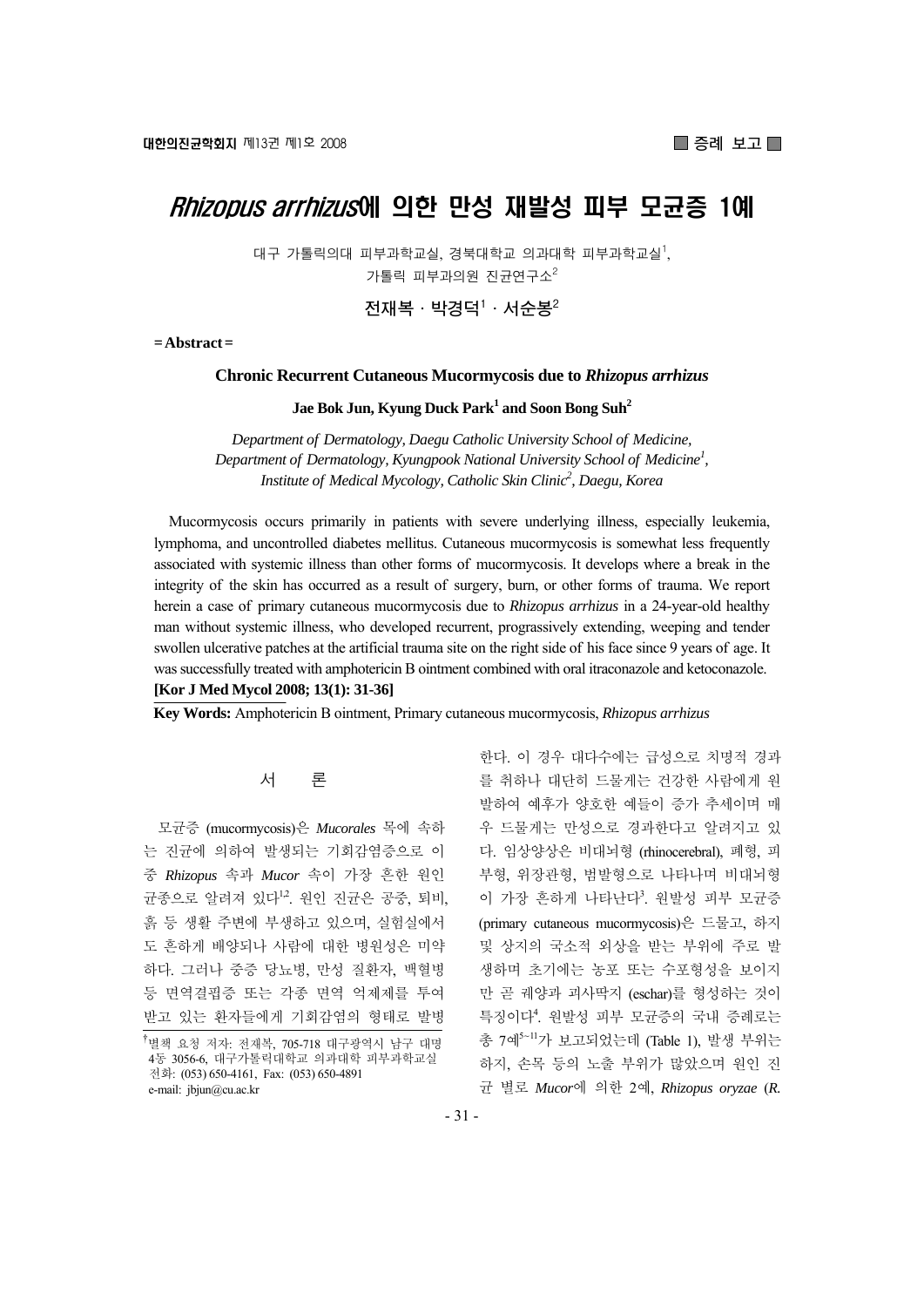# *Rhizopus arrhizus*에 의한 만성 재발성 피부 모균증 1예

대구 가톨릭의대 피부과학교실, 경북대학교 의과대학 피부과학교실[1], 가톨릭 피부과의원 진균연구소[2]

전재복 · 박경덕[1] · 서순봉[2]

**= Abstract =**

**Chronic Recurrent Cutaneous Mucormycosis due to *Rhizopus arrhizus***

**Jae Bok Jun, Kyung Duck Park[1] and Soon Bong Suh[2]**

*Department of Dermatology, Daegu Catholic University School of Medicine, Department of Dermatology, Kyungpook National University School of Medicine[1], Institute of Medical Mycology, Catholic Skin Clinic[2], Daegu, Korea*

Mucormycosis occurs primarily in patients with severe underlying illness, especially leukemia, lymphoma, and uncontrolled diabetes mellitus. Cutaneous mucormycosis is somewhat less frequently associated with systemic illness than other forms of mucormycosis. It develops where a break in the integrity of the skin has occurred as a result of surgery, burn, or other forms of trauma. We report herein a case of primary cutaneous mucormycosis due to *Rhizopus arrhizus* in a 24-year-old healthy man without systemic illness, who developed recurrent, prograssively extending, weeping and tender swollen ulcerative patches at the artificial trauma site on the right side of his face since 9 years of age. It was successfully treated with amphotericin B ointment combined with oral itraconazole and ketoconazole. **[Kor J Med Mycol 2008; 13(1): 31-36]**

**Key Words:** Amphotericin B ointment, Primary cutaneous mucormycosis, *Rhizopus arrhizus*

## 서 론

모균증 (mucormycosis)은 *Mucorales* 목에 속하는 진균에 의하여 발생되는 기회감염증으로 이 중 *Rhizopus* 속과 *Mucor* 속이 가장 흔한 원인 균종으로 알려져 있다[1,2]. 원인 진균은 공중, 퇴비, 흙 등 생활 주변에 부생하고 있으며, 실험실에서도 흔하게 배양되나 사람에 대한 병원성은 미약하다. 그러나 중증 당뇨병, 만성 질환자, 백혈병 등 면역결핍증 또는 각종 면역 억제제를 투여 받고 있는 환자들에게 기회감염의 형태로 발병한다. 이 경우 대다수에는 급성으로 치명적 경과를 취하나 대단히 드물게는 건강한 사람에게 원발하여 예후가 양호한 예들이 증가 추세이며 매우 드물게는 만성으로 경과한다고 알려지고 있다. 임상양상은 비대뇌형 (rhinocerebral), 폐형, 피부형, 위장관형, 범발형으로 나타나며 비대뇌형이 가장 흔하게 나타난다[3]. 원발성 피부 모균증 (primary cutaneous mucormycosis)은 드물고, 하지 및 상지의 국소적 외상을 받는 부위에 주로 발생하며 초기에는 농포 또는 수포형성을 보이지만 곧 궤양과 괴사딱지 (eschar)를 형성하는 것이 특징이다[4]. 원발성 피부 모균증의 국내 증례로는 총 7예[5~11]가 보고되었는데 (Table 1), 발생 부위는 하지, 손목 등의 노출 부위가 많았으며 원인 진균 별로 *Mucor*에 의한 2예, *Rhizopus oryzae* (*R.*

†별책 요청 저자: 전재복, 705-718 대구광역시 남구 대명 4동 3056-6, 대구가톨릭대학교 의과대학 피부과학교실
전화: (053) 650-4161, Fax: (053) 650-4891
e-mail: jbjun@cu.ac.kr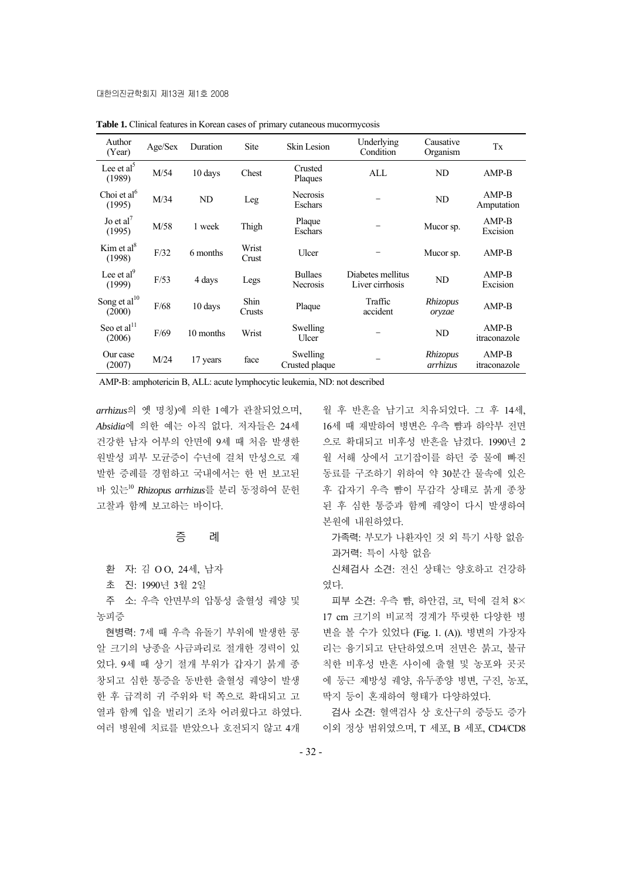**Table 1.** Clinical features in Korean cases of primary cutaneous mucormycosis

| Author (Year) | Age/Sex | Duration | Site | Skin Lesion | Underlying Condition | Causative Organism | Tx |
|---|---|---|---|---|---|---|---|
| Lee et al[5] (1989) | M/54 | 10 days | Chest | Crusted Plaques | ALL | ND | AMP-B |
| Choi et al[6] (1995) | M/34 | ND | Leg | Necrosis Eschars | − | ND | AMP-B Amputation |
| Jo et al[7] (1995) | M/58 | 1 week | Thigh | Plaque Eschars | − | Mucor sp. | AMP-B Excision |
| Kim et al[8] (1998) | F/32 | 6 months | Wrist Crust | Ulcer | − | Mucor sp. | AMP-B |
| Lee et al[9] (1999) | F/53 | 4 days | Legs | Bullaes Necrosis | Diabetes mellitus Liver cirrhosis | ND | AMP-B Excision |
| Song et al[10] (2000) | F/68 | 10 days | Shin Crusts | Plaque | Traffic accident | *Rhizopus oryzae* | AMP-B |
| Seo et al[11] (2006) | F/69 | 10 months | Wrist | Swelling Ulcer | − | ND | AMP-B itraconazole |
| Our case (2007) | M/24 | 17 years | face | Swelling Crusted plaque | − | *Rhizopus arrhizus* | AMP-B itraconazole |

AMP-B: amphotericin B, ALL: acute lymphocytic leukemia, ND: not described

*arrhizus*의 옛 명칭)에 의한 1예가 관찰되었으며, *Absidia*에 의한 예는 아직 없다. 저자들은 24세 건강한 남자 어부의 안면에 9세 때 처음 발생한 원발성 피부 모균증이 수년에 걸쳐 만성으로 재발한 증례를 경험하고 국내에서는 한 번 보고된 바 있는[10] *Rhizopus arrhizus*를 분리 동정하여 문헌고찰과 함께 보고하는 바이다.

## 증 례

환 자: 김 O O, 24세, 남자

초 진: 1990년 3월 2일

주 소: 우측 안면부의 압통성 출혈성 궤양 및 농피증

현병력: 7세 때 우측 유돌기 부위에 발생한 콩알 크기의 낭종을 사금파리로 절개한 경력이 있었다. 9세 때 상기 절개 부위가 갑자기 붉게 종창되고 심한 통증을 동반한 출혈성 궤양이 발생한 후 급격히 귀 주위와 턱 쪽으로 확대되고 고열과 함께 입을 벌리기 조차 어려웠다고 하였다. 여러 병원에 치료를 받았으나 호전되지 않고 4개월 후 반흔을 남기고 치유되었다. 그 후 14세, 16세 때 재발하여 병변은 우측 뺨과 하악부 전면으로 확대되고 비후성 반흔을 남겼다. 1990년 2월 서해 상에서 고기잡이를 하던 중 물에 빠진 동료를 구조하기 위하여 약 30분간 물속에 있은 후 갑자기 우측 뺨이 무감각 상태로 붉게 종창된 후 심한 통증과 함께 궤양이 다시 발생하여 본원에 내원하였다.

가족력: 부모가 나환자인 것 외 특기 사항 없음

과거력: 특이 사항 없음

신체검사 소견: 전신 상태는 양호하고 건강하였다.

피부 소견: 우측 뺨, 하안검, 코, 턱에 걸쳐 8×17 cm 크기의 비교적 경계가 뚜렷한 다양한 병변을 볼 수가 있었다 (Fig. 1. (A)). 병변의 가장자리는 융기되고 단단하였으며 전면은 붉고, 불규칙한 비후성 반흔 사이에 출혈 및 농포와 곳곳에 둥근 제방성 궤양, 유두종양 병변, 구진, 농포, 딱지 등이 혼재하여 형태가 다양하였다.

검사 소견: 혈액검사 상 호산구의 중등도 증가 이외 정상 범위였으며, T 세포, B 세포, CD4/CD8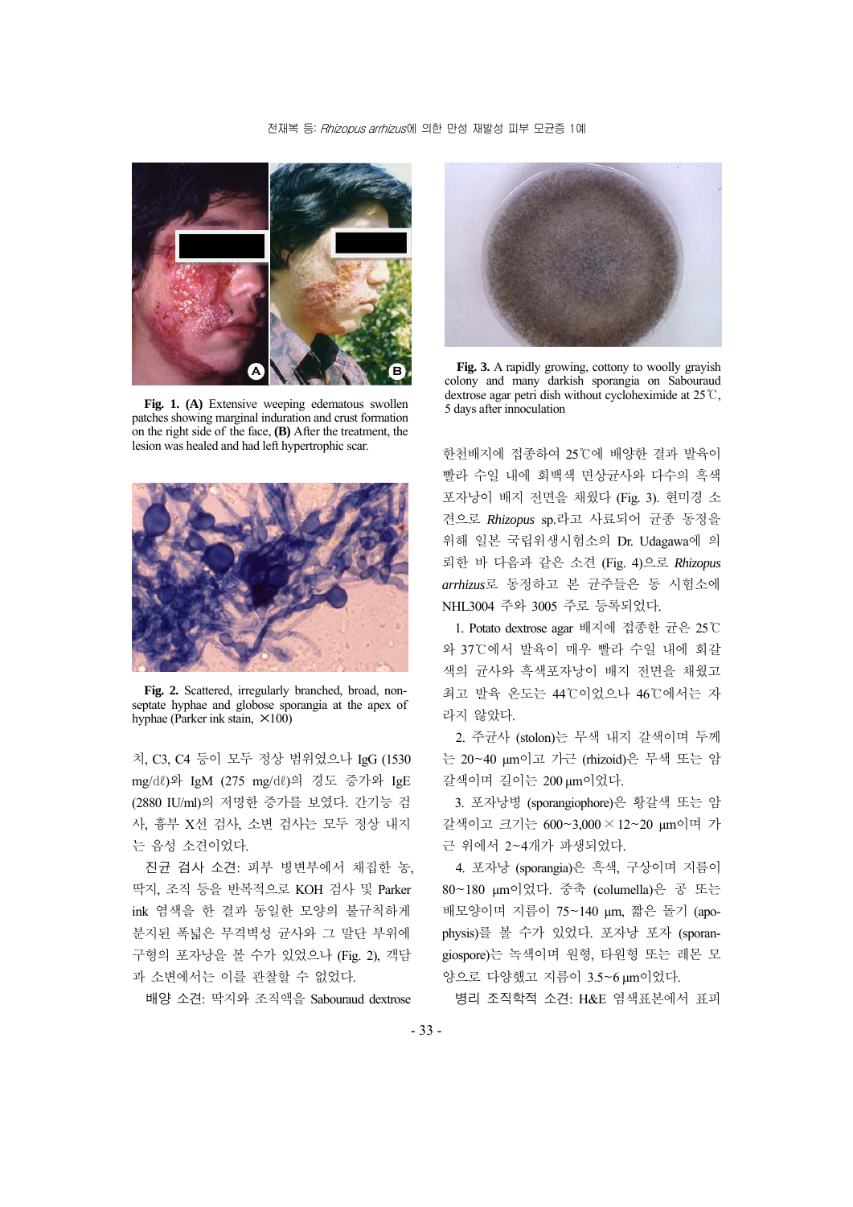Fig. 1. **(A)** Extensive weeping edematous swollen patches showing marginal induration and crust formation on the right side of the face, **(B)** After the treatment, the lesion was healed and had left hypertrophic scar.

**Fig. 2.** Scattered, irregularly branched, broad, non-septate hyphae and globose sporangia at the apex of hyphae (Parker ink stain, ×100)

치, C3, C4 등이 모두 정상 범위였으나 IgG (1530 mg/dℓ)와 IgM (275 mg/dℓ)의 경도 증가와 IgE (2880 IU/ml)의 저명한 증가를 보였다. 간기능 검사, 흉부 X선 검사, 소변 검사는 모두 정상 내지는 음성 소견이었다.

진균 검사 소견: 피부 병변부에서 채집한 농, 딱지, 조직 등을 반복적으로 KOH 검사 및 Parker ink 염색을 한 결과 동일한 모양의 불규칙하게 분지된 폭넓은 무격벽성 균사와 그 말단 부위에 구형의 포자낭을 볼 수가 있었으나 (Fig. 2), 객담과 소변에서는 이를 관찰할 수 없었다.

배양 소견: 딱지와 조직액을 Sabouraud dextrose

**Fig. 3.** A rapidly growing, cottony to woolly grayish colony and many darkish sporangia on Sabouraud dextrose agar petri dish without cycloheximide at 25℃, 5 days after innoculation

한천배지에 접종하여 25℃에 배양한 결과 발육이 빨라 수일 내에 회백색 면상균사와 다수의 흑색 포자낭이 배지 전면을 채웠다 (Fig. 3). 현미경 소견으로 *Rhizopus* sp.라고 사료되어 균종 동정을 위해 일본 국립위생시험소의 Dr. Udagawa에 의뢰한 바 다음과 같은 소견 (Fig. 4)으로 *Rhizopus arrhizus*로 동정하고 본 균주들은 동 시험소에 NHL3004 주와 3005 주로 등록되었다.

1. Potato dextrose agar 배지에 접종한 균은 25℃와 37℃에서 발육이 매우 빨라 수일 내에 회갈색의 균사와 흑색포자낭이 배지 전면을 채웠고 최고 발육 온도는 44℃이었으나 46℃에서는 자라지 않았다.

2. 주균사 (stolon)는 무색 내지 갈색이며 두께는 20~40 μm이고 가근 (rhizoid)은 무색 또는 암갈색이며 길이는 200 μm이었다.

3. 포자낭병 (sporangiophore)은 황갈색 또는 암갈색이고 크기는 600~3,000 × 12~20 μm이며 가근 위에서 2~4개가 파생되었다.

4. 포자낭 (sporangia)은 흑색, 구상이며 지름이 80~180 μm이었다. 중축 (columella)은 공 또는 배모양이며 지름이 75~140 μm, 짧은 돌기 (apophysis)를 볼 수가 있었다. 포자낭 포자 (sporangiospore)는 녹색이며 원형, 타원형 또는 레몬 모양으로 다양했고 지름이 3.5~6 μm이었다.

병리 조직학적 소견: H&E 염색표본에서 표피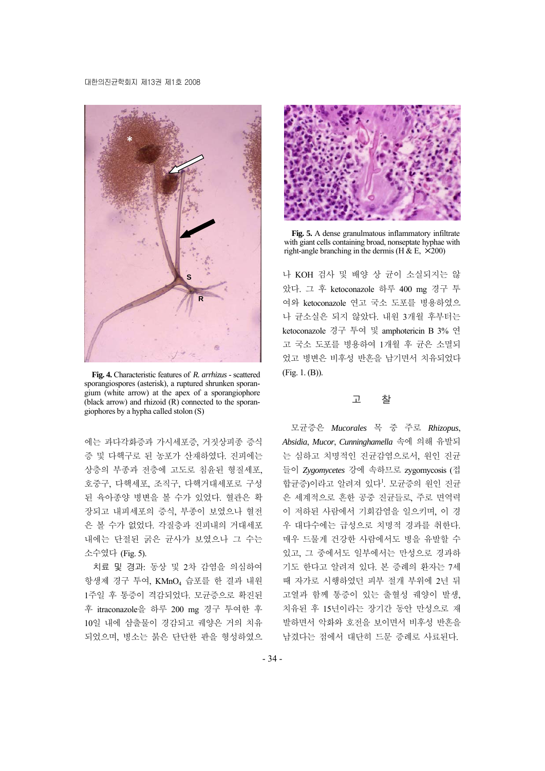Fig. 4. Characteristic features of *R. arrhizus* - scattered sporangiospores (asterisk), a ruptured shrunken sporangium (white arrow) at the apex of a sporangiophore (black arrow) and rhizoid (R) connected to the sporangiophores by a hypha called stolon (S)

에는 과다각화증과 가시세포증, 거짓상피종 증식증 및 다핵구로 된 농포가 산재하였다. 진피에는 상층의 부종과 전층에 고도로 침윤된 형질세포, 호중구, 다핵세포, 조직구, 다핵거대세포로 구성된 육아종양 병변을 볼 수가 있었다. 혈관은 확장되고 내피세포의 증식, 부종이 보였으나 혈전은 볼 수가 없었다. 각질층과 진피내의 거대세포 내에는 단절된 굵은 균사가 보였으나 그 수는 소수였다 (Fig. 5).

치료 및 경과: 동상 및 2차 감염을 의심하여 항생제 경구 투여, $KMnO_4$ 습포를 한 결과 내원 1주일 후 통증이 격감되었다. 모균증으로 확진된 후 itraconazole을 하루 200 mg 경구 투여한 후 10일 내에 삼출물이 경감되고 궤양은 거의 치유되었으며, 병소는 붉은 단단한 판을 형성하였으나 KOH 검사 및 배양 상 균이 소실되지는 않았다. 그 후 ketoconazole 하루 400 mg 경구 투여와 ketoconazole 연고 국소 도포를 병용하였으나 균소실은 되지 않았다. 내원 3개월 후부터는 ketoconazole 경구 투여 및 amphotericin B 3% 연고 국소 도포를 병용하여 1개월 후 균은 소멸되었고 병변은 비후성 반흔을 남기면서 치유되었다 (Fig. 1. (B)).

Fig. 5. A dense granulmatous inflammatory infiltrate with giant cells containing broad, nonseptate hyphae with right-angle branching in the dermis (H & E, ×200)

## 고 찰

모균증은 *Mucorales* 목 중 주로 *Rhizopus*, *Absidia*, *Mucor*, *Cunninghamella* 속에 의해 유발되는 심하고 치명적인 진균감염으로서, 원인 진균들이 *Zygomycetes* 강에 속하므로 zygomycosis (접합균증)이라고 알려져 있다[1]. 모균증의 원인 진균은 세계적으로 흔한 공중 진균들로, 주로 면역력이 저하된 사람에서 기회감염을 일으키며, 이 경우 대다수에는 급성으로 치명적 경과를 취한다. 매우 드물게 건강한 사람에서도 병을 유발할 수 있고, 그 중에서도 일부에서는 만성으로 경과하기도 한다고 알려져 있다. 본 증례의 환자는 7세 때 자가로 시행하였던 피부 절개 부위에 2년 뒤 고열과 함께 통증이 있는 출혈성 궤양이 발생, 치유된 후 15년이라는 장기간 동안 만성으로 재발하면서 악화와 호전을 보이면서 비후성 반흔을 남겼다는 점에서 대단히 드문 증례로 사료된다.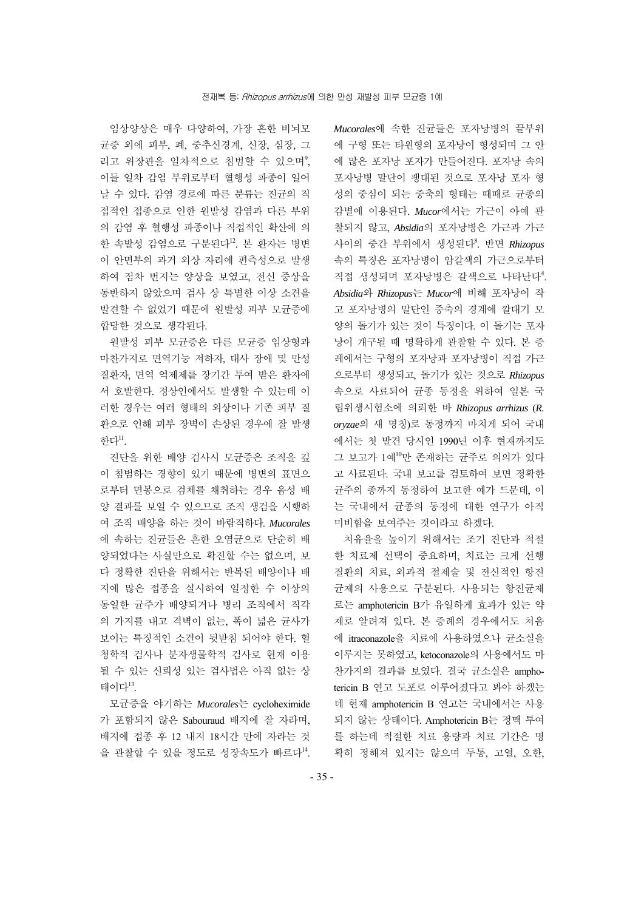임상양상은 매우 다양하여, 가장 흔한 비뇌모균증 외에 피부, 폐, 중추신경계, 신장, 심장, 그리고 위장관을 일차적으로 침범할 수 있으며[9], 이들 일차 감염 부위로부터 혈행성 파종이 일어날 수 있다. 감염 경로에 따른 분류는 진균의 직접적인 접종으로 인한 원발성 감염과 다른 부위의 감염 후 혈행성 파종이나 직접적인 확산에 의한 속발성 감염으로 구분된다[12]. 본 환자는 병변이 안면부의 과거 외상 자리에 편측성으로 발생하여 점차 번지는 양상을 보였고, 전신 증상을 동반하지 않았으며 검사 상 특별한 이상 소견을 발견할 수 없었기 때문에 원발성 피부 모균증에 합당한 것으로 생각된다.

원발성 피부 모균증은 다른 모균증 임상형과 마찬가지로 면역기능 저하자, 대사 장애 및 만성 질환자, 면역 억제제를 장기간 투여 받은 환자에서 호발한다. 정상인에서도 발생할 수 있는데 이러한 경우는 여러 형태의 외상이나 기존 피부 질환으로 인해 피부 장벽이 손상된 경우에 잘 발생한다[11].

진단을 위한 배양 검사시 모균증은 조직을 깊이 침범하는 경향이 있기 때문에 병변의 표면으로부터 면봉으로 검체를 채취하는 경우 음성 배양 결과를 보일 수 있으므로 조직 생검을 시행하여 조직 배양을 하는 것이 바람직하다. *Mucorales*에 속하는 진균들은 흔한 오염균으로 단순히 배양되었다는 사실만으로 확진할 수는 없으며, 보다 정확한 진단을 위해서는 반복된 배양이나 배지에 많은 접종을 실시하여 일정한 수 이상의 동일한 균주가 배양되거나 병리 조직에서 직각의 가지를 내고 격벽이 없는, 폭이 넓은 균사가 보이는 특징적인 소견이 뒷받침 되어야 한다. 혈청학적 검사나 분자생물학적 검사로 현재 이용될 수 있는 신뢰성 있는 검사법은 아직 없는 상태이다[13].

모균증을 야기하는 *Mucorales*는 cycloheximide가 포함되지 않은 Sabouraud 배지에 잘 자라며, 배지에 접종 후 12 내지 18시간 만에 자라는 것을 관찰할 수 있을 정도로 성장속도가 빠르다[14]. *Mucorales*에 속한 진균들은 포자낭병의 끝부위에 구형 또는 타원형의 포자낭이 형성되며 그 안에 많은 포자낭 포자가 만들어진다. 포자낭 속의 포자낭병 말단이 팽대된 것으로 포자낭 포자 형성의 중심이 되는 중축의 형태는 때때로 균종의 감별에 이용된다. *Mucor*에서는 가근이 아예 관찰되지 않고, *Absidia*의 포자낭병은 가근과 가근 사이의 중간 부위에서 생성된다[8]. 반면 *Rhizopus* 속의 특징은 포자낭병이 암갈색의 가근으로부터 직접 생성되며 포자낭병은 갈색으로 나타난다[4]. *Absidia*와 *Rhizopus*는 *Mucor*에 비해 포자낭이 작고 포자낭병의 말단인 중축의 경계에 깔대기 모양의 돌기가 있는 것이 특징이다. 이 돌기는 포자낭이 개구될 때 명확하게 관찰할 수 있다. 본 증례에서는 구형의 포자낭과 포자낭병이 직접 가근으로부터 생성되고, 돌기가 있는 것으로 *Rhizopus* 속으로 사료되어 균종 동정을 위하여 일본 국립위생시험소에 의뢰한 바 *Rhizopus arrhizus* (*R. oryzae*의 새 명칭)로 동정까지 마치게 되어 국내에서는 첫 발견 당시인 1990년 이후 현재까지도 그 보고가 1예[10]만 존재하는 균주로 의의가 있다고 사료된다. 국내 보고를 검토하여 보면 정확한 균주의 종까지 동정하여 보고한 예가 드문데, 이는 국내에서 균종의 동정에 대한 연구가 아직 미비함을 보여주는 것이라고 하겠다.

치유율을 높이기 위해서는 조기 진단과 적절한 치료제 선택이 중요하며, 치료는 크게 선행 질환의 치료, 외과적 절제술 및 전신적인 항진균제의 사용으로 구분된다. 사용되는 항진균제로는 amphotericin B가 유일하게 효과가 있는 약제로 알려져 있다. 본 증례의 경우에서도 처음에 itraconazole을 치료에 사용하였으나 균소실을 이루지는 못하였고, ketoconazole의 사용에서도 마찬가지의 결과를 보였다. 결국 균소실은 amphotericin B 연고 도포로 이루어졌다고 봐야 하겠는데 현재 amphotericin B 연고는 국내에서는 사용되지 않는 상태이다. Amphotericin B는 정맥 투여를 하는데 적절한 치료 용량과 치료 기간은 명확히 정해져 있지는 않으며 두통, 고열, 오한,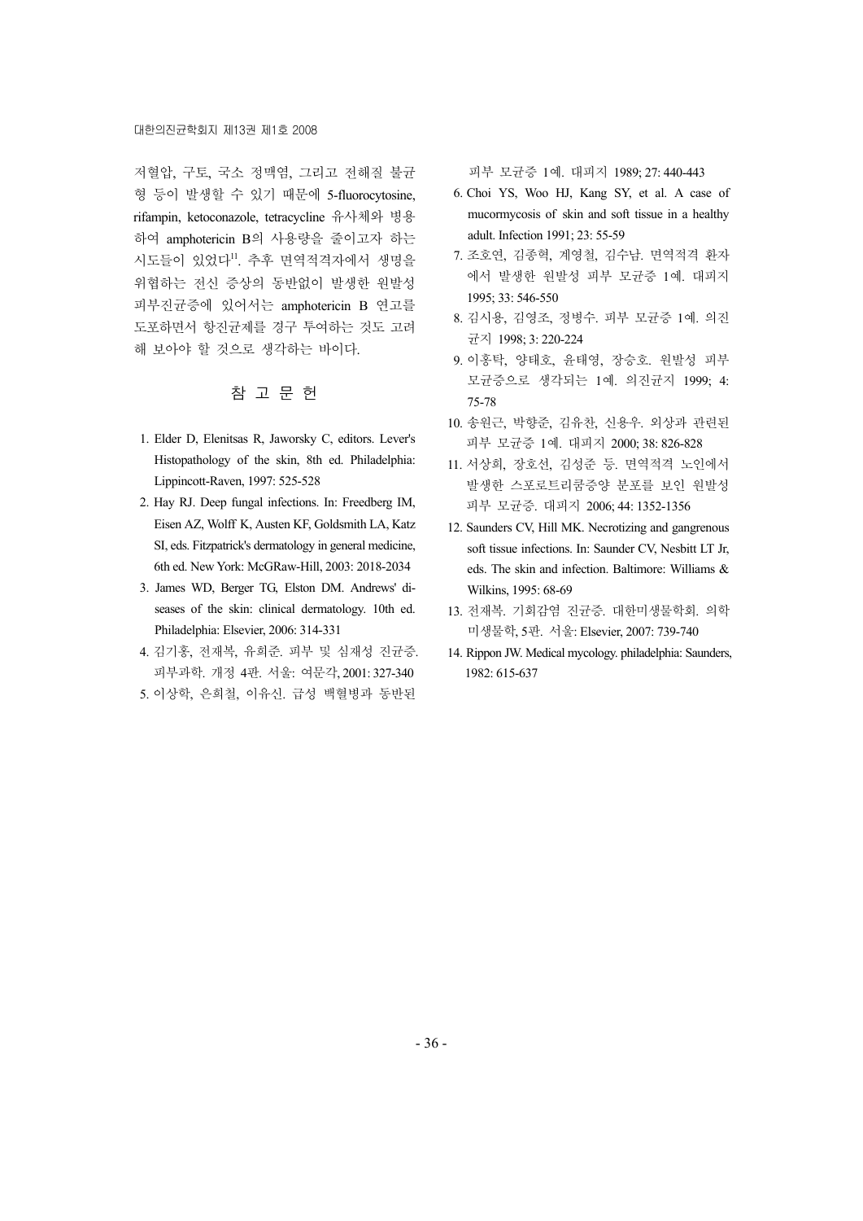저혈압, 구토, 국소 정맥염, 그리고 전해질 불균형 등이 발생할 수 있기 때문에 5-fluorocytosine, rifampin, ketoconazole, tetracycline 유사체와 병용하여 amphotericin B의 사용량을 줄이고자 하는 시도들이 있었다[11]. 추후 면역적격자에서 생명을 위협하는 전신 증상의 동반없이 발생한 원발성 피부진균증에 있어서는 amphotericin B 연고를 도포하면서 항진균제를 경구 투여하는 것도 고려해 보아야 할 것으로 생각하는 바이다.

## 참 고 문 헌

1. Elder D, Elenitsas R, Jaworsky C, editors. Lever's Histopathology of the skin, 8th ed. Philadelphia: Lippincott-Raven, 1997: 525-528
2. Hay RJ. Deep fungal infections. In: Freedberg IM, Eisen AZ, Wolff K, Austen KF, Goldsmith LA, Katz SI, eds. Fitzpatrick's dermatology in general medicine, 6th ed. New York: McGRaw-Hill, 2003: 2018-2034
3. James WD, Berger TG, Elston DM. Andrews' diseases of the skin: clinical dermatology. 10th ed. Philadelphia: Elsevier, 2006: 314-331
4. 김기홍, 전재복, 유희준. 피부 및 심재성 진균증. 피부과학. 개정 4판. 서울: 여문각, 2001: 327-340
5. 이상학, 은희철, 이유신. 급성 백혈병과 동반된 피부 모균증 1예. 대피지 1989; 27: 440-443
6. Choi YS, Woo HJ, Kang SY, et al. A case of mucormycosis of skin and soft tissue in a healthy adult. Infection 1991; 23: 55-59
7. 조호연, 김종혁, 계영철, 김수남. 면역적격 환자에서 발생한 원발성 피부 모균증 1예. 대피지 1995; 33: 546-550
8. 김시용, 김영조, 정병수. 피부 모균증 1예. 의진균지 1998; 3: 220-224
9. 이홍탁, 양태호, 윤태영, 장승호. 원발성 피부 모균증으로 생각되는 1예. 의진균지 1999; 4: 75-78
10. 송원근, 박향준, 김유찬, 신용우. 외상과 관련된 피부 모균증 1예. 대피지 2000; 38: 826-828
11. 서상희, 장호선, 김성준 등. 면역적격 노인에서 발생한 스포로트리쿰증양 분포를 보인 원발성 피부 모균증. 대피지 2006; 44: 1352-1356
12. Saunders CV, Hill MK. Necrotizing and gangrenous soft tissue infections. In: Saunder CV, Nesbitt LT Jr, eds. The skin and infection. Baltimore: Williams & Wilkins, 1995: 68-69
13. 전재복. 기회감염 진균증. 대한미생물학회. 의학미생물학, 5판. 서울: Elsevier, 2007: 739-740
14. Rippon JW. Medical mycology. philadelphia: Saunders, 1982: 615-637